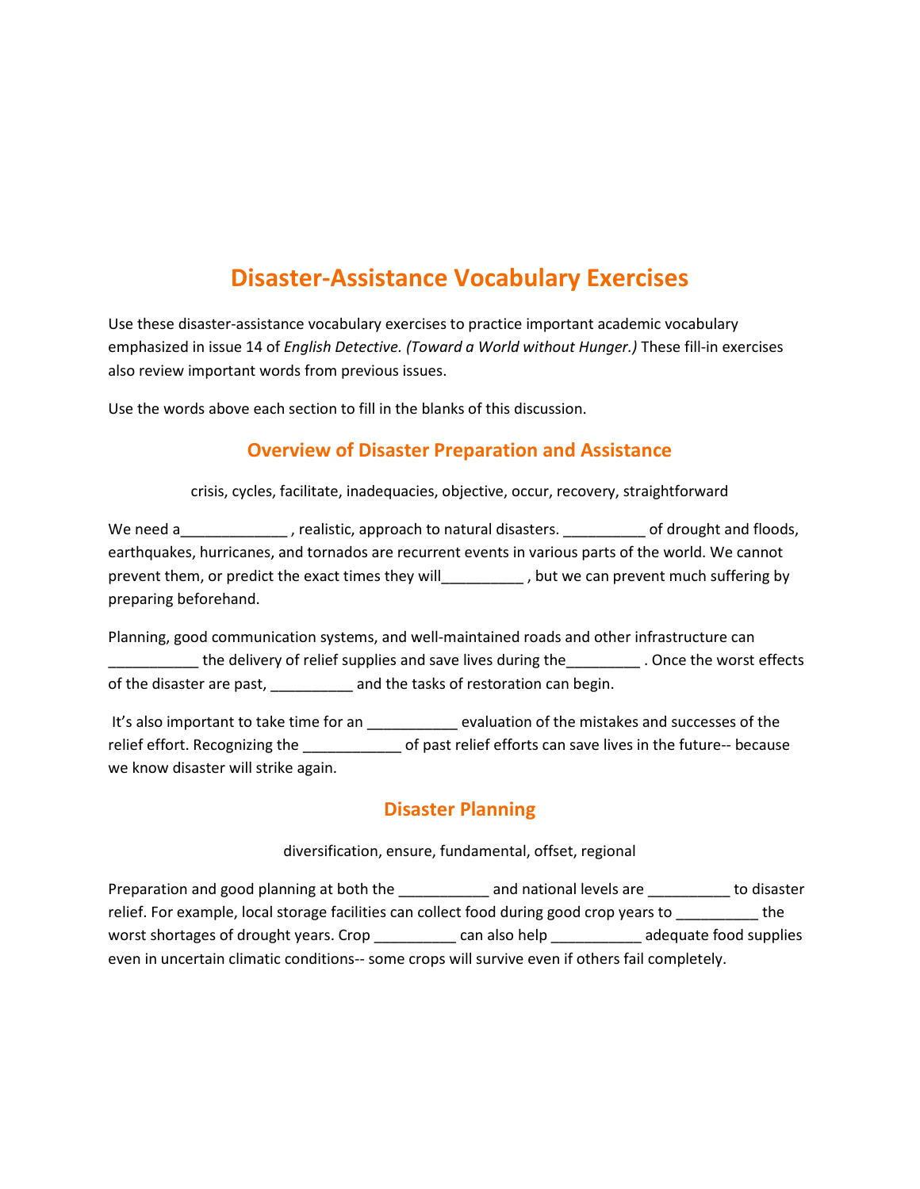# Disaster-Assistance Vocabulary Exercises

Use these disaster-assistance vocabulary exercises to practice important academic vocabulary emphasized in issue 14 of *English Detective. (Toward a World without Hunger.)* These fill-in exercises also review important words from previous issues.

Use the words above each section to fill in the blanks of this discussion.

## Overview of Disaster Preparation and Assistance

crisis, cycles, facilitate, inadequacies, objective, occur, recovery, straightforward

We need a_____________ , realistic, approach to natural disasters. __________ of drought and floods, earthquakes, hurricanes, and tornados are recurrent events in various parts of the world. We cannot prevent them, or predict the exact times they will__________ , but we can prevent much suffering by preparing beforehand.

Planning, good communication systems, and well-maintained roads and other infrastructure can ___________ the delivery of relief supplies and save lives during the_________ . Once the worst effects of the disaster are past, __________ and the tasks of restoration can begin.

It's also important to take time for an ___________ evaluation of the mistakes and successes of the relief effort. Recognizing the ____________ of past relief efforts can save lives in the future-- because we know disaster will strike again.

## Disaster Planning

diversification, ensure, fundamental, offset, regional

Preparation and good planning at both the ___________ and national levels are __________ to disaster relief. For example, local storage facilities can collect food during good crop years to __________ the worst shortages of drought years. Crop __________ can also help ___________ adequate food supplies even in uncertain climatic conditions-- some crops will survive even if others fail completely.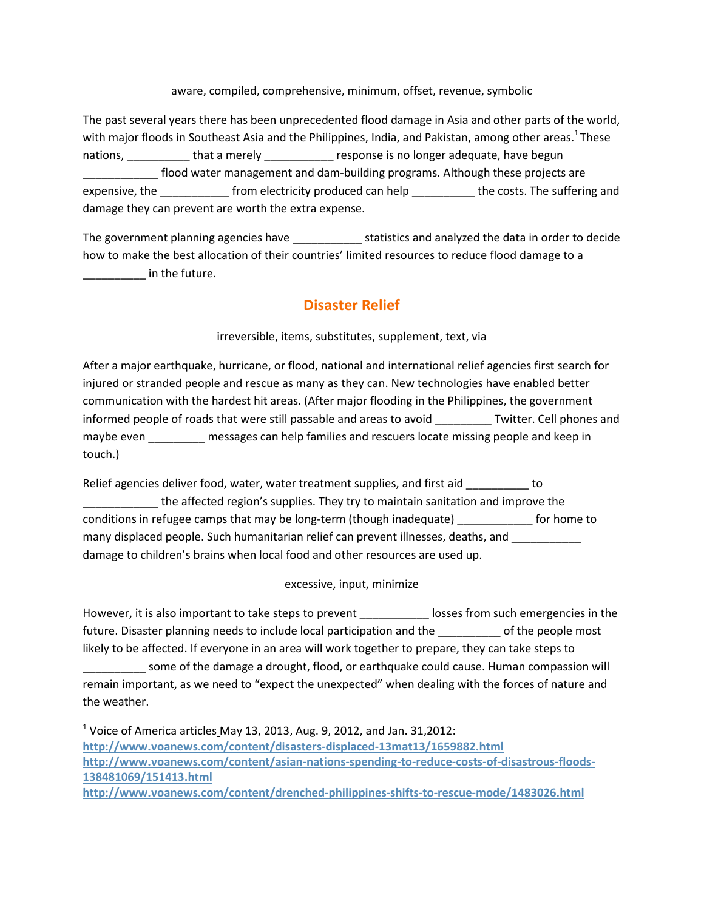aware, compiled, comprehensive, minimum, offset, revenue, symbolic

The past several years there has been unprecedented flood damage in Asia and other parts of the world, with major floods in Southeast Asia and the Philippines, India, and Pakistan, among other areas.[1] These nations, __________ that a merely ___________ response is no longer adequate, have begun ____________ flood water management and dam-building programs. Although these projects are expensive, the ___________ from electricity produced can help __________ the costs. The suffering and damage they can prevent are worth the extra expense.

The government planning agencies have ___________ statistics and analyzed the data in order to decide how to make the best allocation of their countries' limited resources to reduce flood damage to a __________ in the future.

## Disaster Relief

irreversible, items, substitutes, supplement, text, via

After a major earthquake, hurricane, or flood, national and international relief agencies first search for injured or stranded people and rescue as many as they can. New technologies have enabled better communication with the hardest hit areas. (After major flooding in the Philippines, the government informed people of roads that were still passable and areas to avoid _________ Twitter. Cell phones and maybe even _________ messages can help families and rescuers locate missing people and keep in touch.)

Relief agencies deliver food, water, water treatment supplies, and first aid __________ to ____________ the affected region's supplies. They try to maintain sanitation and improve the conditions in refugee camps that may be long-term (though inadequate) ____________ for home to many displaced people. Such humanitarian relief can prevent illnesses, deaths, and ___________ damage to children's brains when local food and other resources are used up.

excessive, input, minimize

However, it is also important to take steps to prevent ___________ losses from such emergencies in the future. Disaster planning needs to include local participation and the __________ of the people most likely to be affected. If everyone in an area will work together to prepare, they can take steps to __________ some of the damage a drought, flood, or earthquake could cause. Human compassion will remain important, as we need to "expect the unexpected" when dealing with the forces of nature and the weather.

[1] Voice of America articles May 13, 2013, Aug. 9, 2012, and Jan. 31,2012:
http://www.voanews.com/content/disasters-displaced-13mat13/1659882.html
http://www.voanews.com/content/asian-nations-spending-to-reduce-costs-of-disastrous-floods-138481069/151413.html
http://www.voanews.com/content/drenched-philippines-shifts-to-rescue-mode/1483026.html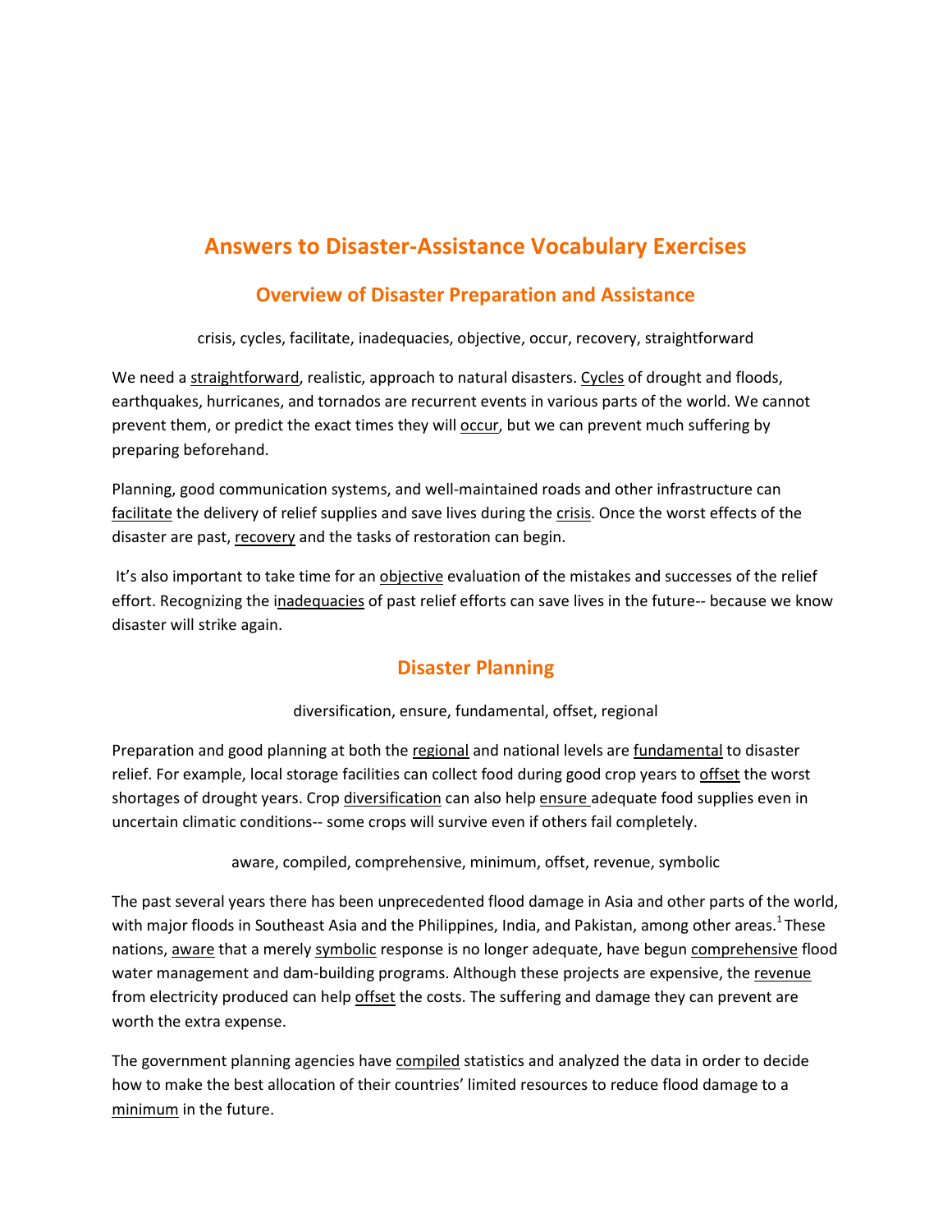# Answers to Disaster-Assistance Vocabulary Exercises

## Overview of Disaster Preparation and Assistance

crisis, cycles, facilitate, inadequacies, objective, occur, recovery, straightforward

We need a <u>straightforward</u>, realistic, approach to natural disasters. <u>Cycles</u> of drought and floods, earthquakes, hurricanes, and tornados are recurrent events in various parts of the world. We cannot prevent them, or predict the exact times they will <u>occur</u>, but we can prevent much suffering by preparing beforehand.

Planning, good communication systems, and well-maintained roads and other infrastructure can <u>facilitate</u> the delivery of relief supplies and save lives during the <u>crisis</u>. Once the worst effects of the disaster are past, <u>recovery</u> and the tasks of restoration can begin.

It's also important to take time for an <u>objective</u> evaluation of the mistakes and successes of the relief effort. Recognizing the <u>inadequacies</u> of past relief efforts can save lives in the future-- because we know disaster will strike again.

## Disaster Planning

diversification, ensure, fundamental, offset, regional

Preparation and good planning at both the <u>regional</u> and national levels are <u>fundamental</u> to disaster relief. For example, local storage facilities can collect food during good crop years to <u>offset</u> the worst shortages of drought years. Crop <u>diversification</u> can also help <u>ensure</u> adequate food supplies even in uncertain climatic conditions-- some crops will survive even if others fail completely.

aware, compiled, comprehensive, minimum, offset, revenue, symbolic

The past several years there has been unprecedented flood damage in Asia and other parts of the world, with major floods in Southeast Asia and the Philippines, India, and Pakistan, among other areas.[1] These nations, <u>aware</u> that a merely <u>symbolic</u> response is no longer adequate, have begun <u>comprehensive</u> flood water management and dam-building programs. Although these projects are expensive, the <u>revenue</u> from electricity produced can help <u>offset</u> the costs. The suffering and damage they can prevent are worth the extra expense.

The government planning agencies have <u>compiled</u> statistics and analyzed the data in order to decide how to make the best allocation of their countries' limited resources to reduce flood damage to a <u>minimum</u> in the future.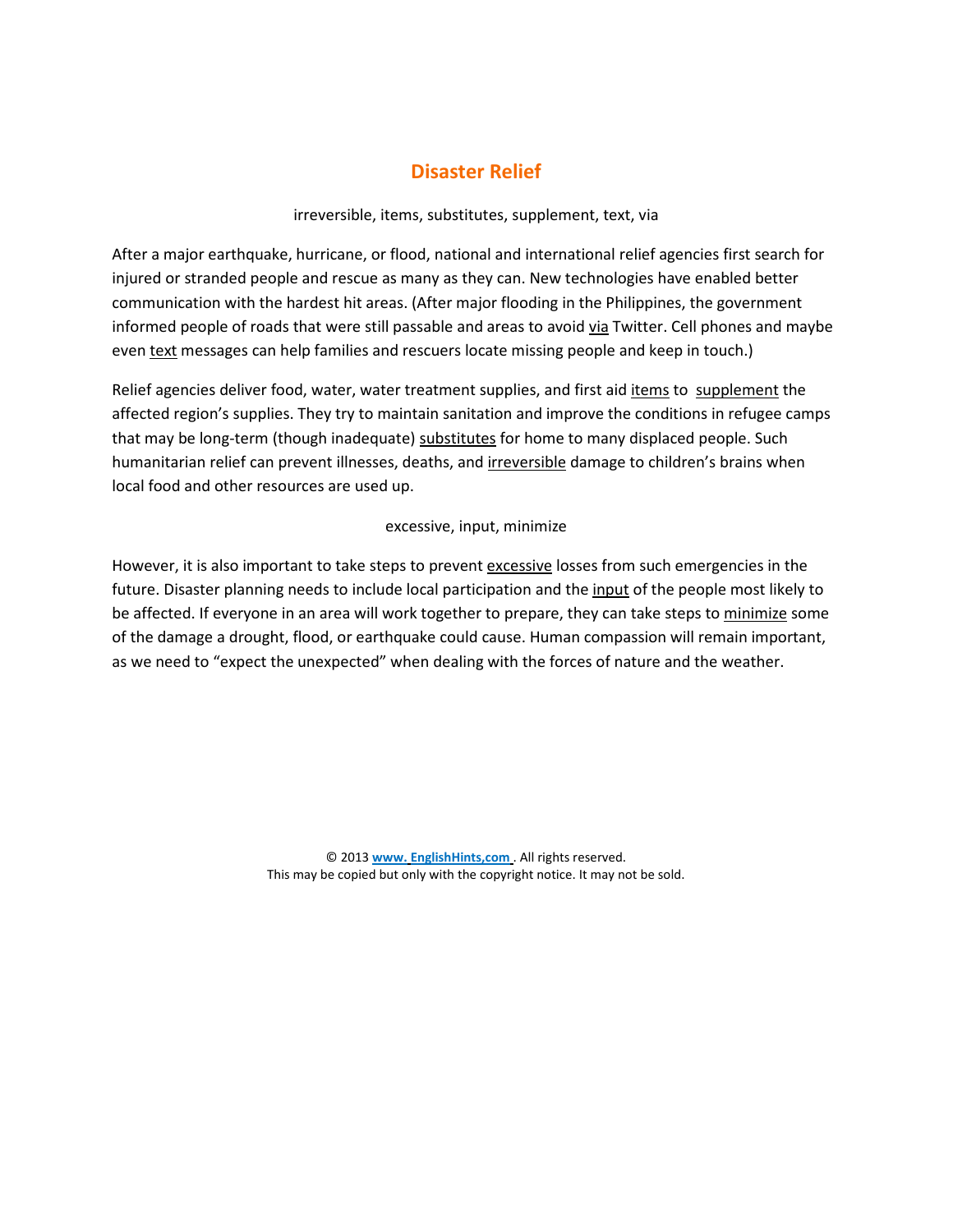# Disaster Relief

irreversible, items, substitutes, supplement, text, via

After a major earthquake, hurricane, or flood, national and international relief agencies first search for injured or stranded people and rescue as many as they can. New technologies have enabled better communication with the hardest hit areas. (After major flooding in the Philippines, the government informed people of roads that were still passable and areas to avoid <u>via</u> Twitter. Cell phones and maybe even <u>text</u> messages can help families and rescuers locate missing people and keep in touch.)

Relief agencies deliver food, water, water treatment supplies, and first aid <u>items</u> to <u>supplement</u> the affected region's supplies. They try to maintain sanitation and improve the conditions in refugee camps that may be long-term (though inadequate) <u>substitutes</u> for home to many displaced people. Such humanitarian relief can prevent illnesses, deaths, and <u>irreversible</u> damage to children's brains when local food and other resources are used up.

excessive, input, minimize

However, it is also important to take steps to prevent <u>excessive</u> losses from such emergencies in the future. Disaster planning needs to include local participation and the <u>input</u> of the people most likely to be affected. If everyone in an area will work together to prepare, they can take steps to <u>minimize</u> some of the damage a drought, flood, or earthquake could cause. Human compassion will remain important, as we need to "expect the unexpected" when dealing with the forces of nature and the weather.

© 2013 www. EnglishHints,com . All rights reserved.
This may be copied but only with the copyright notice. It may not be sold.